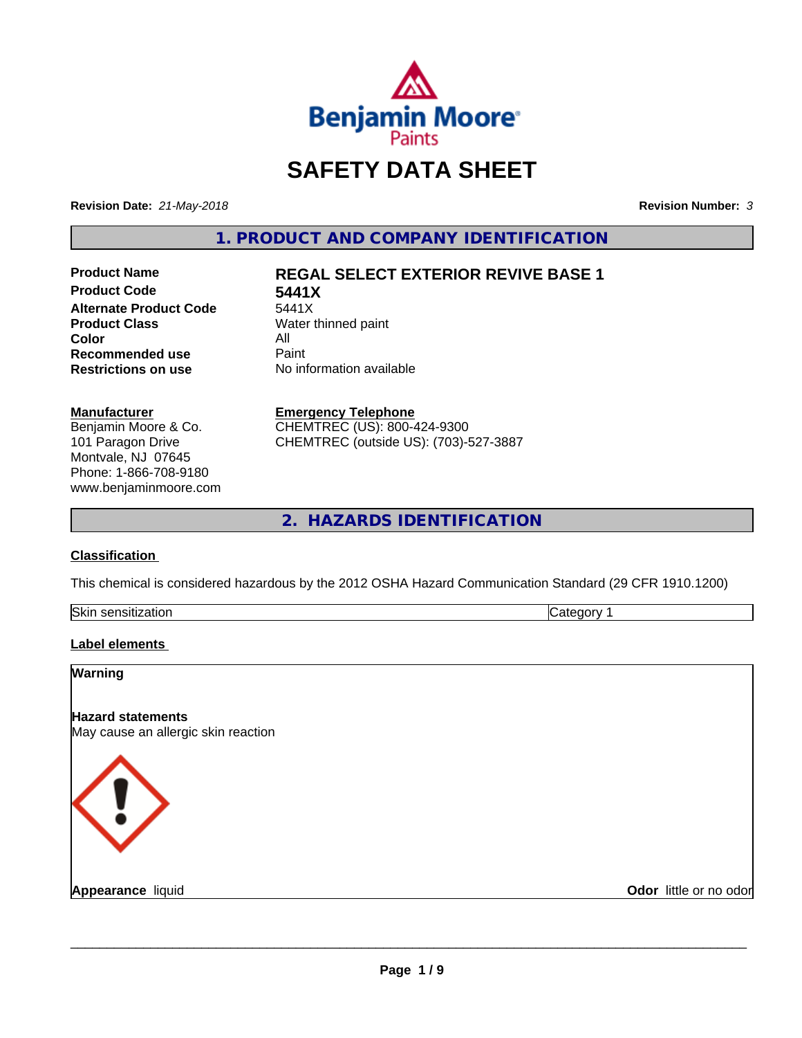# SAFETY DATA SHEET

**Revision Date:** *21-May-2018*

**Revision Number:** *3*

## 1. PRODUCT AND COMPANY IDENTIFICATION

| | |
|---|---|
| **Product Name** | **REGAL SELECT EXTERIOR REVIVE BASE 1** |
| **Product Code** | **5441X** |
| **Alternate Product Code** | 5441X |
| **Product Class** | Water thinned paint |
| **Color** | All |
| **Recommended use** | Paint |
| **Restrictions on use** | No information available |

**Manufacturer**
Benjamin Moore & Co.
101 Paragon Drive
Montvale, NJ 07645
Phone: 1-866-708-9180
www.benjaminmoore.com

**Emergency Telephone**
CHEMTREC (US): 800-424-9300
CHEMTREC (outside US): (703)-527-3887

## 2. HAZARDS IDENTIFICATION

**Classification**

This chemical is considered hazardous by the 2012 OSHA Hazard Communication Standard (29 CFR 1910.1200)

| | |
|---|---|
| Skin sensitization | Category 1 |

**Label elements**

**Warning**

**Hazard statements**
May cause an allergic skin reaction

**Appearance** liquid

**Odor** little or no odor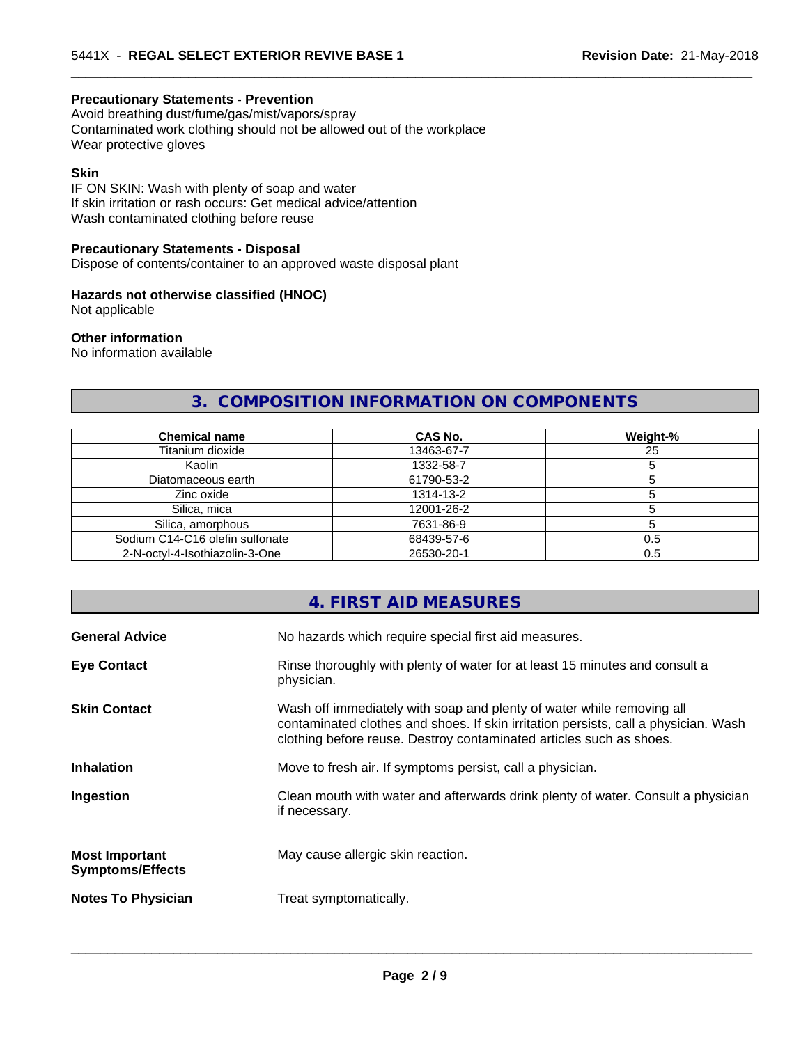#### Precautionary Statements - Prevention

Avoid breathing dust/fume/gas/mist/vapors/spray
Contaminated work clothing should not be allowed out of the workplace
Wear protective gloves

#### Skin

IF ON SKIN: Wash with plenty of soap and water
If skin irritation or rash occurs: Get medical advice/attention
Wash contaminated clothing before reuse

#### Precautionary Statements - Disposal

Dispose of contents/container to an approved waste disposal plant

#### Hazards not otherwise classified (HNOC)

Not applicable

#### Other information

No information available

## 3. COMPOSITION INFORMATION ON COMPONENTS

| Chemical name | CAS No. | Weight-% |
|---|---|---|
| Titanium dioxide | 13463-67-7 | 25 |
| Kaolin | 1332-58-7 | 5 |
| Diatomaceous earth | 61790-53-2 | 5 |
| Zinc oxide | 1314-13-2 | 5 |
| Silica, mica | 12001-26-2 | 5 |
| Silica, amorphous | 7631-86-9 | 5 |
| Sodium C14-C16 olefin sulfonate | 68439-57-6 | 0.5 |
| 2-N-octyl-4-Isothiazolin-3-One | 26530-20-1 | 0.5 |

## 4. FIRST AID MEASURES

**General Advice** No hazards which require special first aid measures.

**Eye Contact** Rinse thoroughly with plenty of water for at least 15 minutes and consult a physician.

**Skin Contact** Wash off immediately with soap and plenty of water while removing all contaminated clothes and shoes. If skin irritation persists, call a physician. Wash clothing before reuse. Destroy contaminated articles such as shoes.

**Inhalation** Move to fresh air. If symptoms persist, call a physician.

**Ingestion** Clean mouth with water and afterwards drink plenty of water. Consult a physician if necessary.

**Most Important Symptoms/Effects** May cause allergic skin reaction.

**Notes To Physician** Treat symptomatically.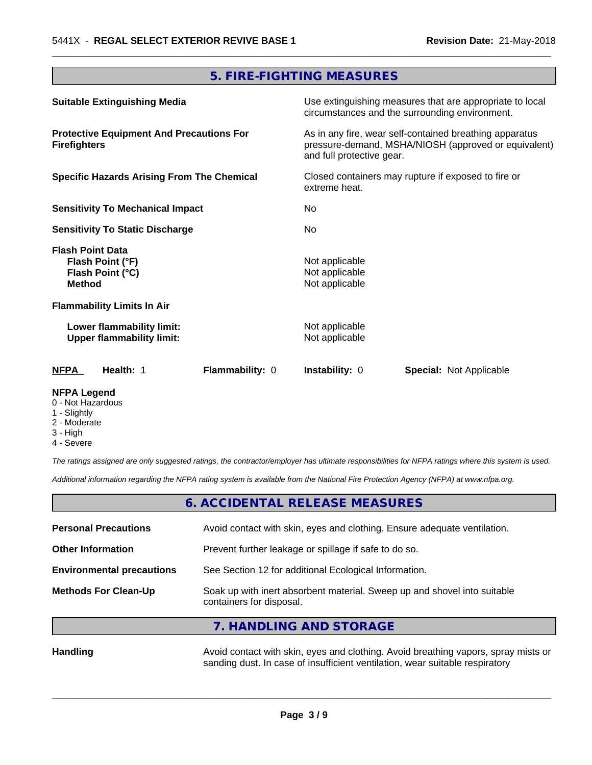## 5. FIRE-FIGHTING MEASURES

| | |
|---|---|
| **Suitable Extinguishing Media** | Use extinguishing measures that are appropriate to local circumstances and the surrounding environment. |
| **Protective Equipment And Precautions For Firefighters** | As in any fire, wear self-contained breathing apparatus pressure-demand, MSHA/NIOSH (approved or equivalent) and full protective gear. |
| **Specific Hazards Arising From The Chemical** | Closed containers may rupture if exposed to fire or extreme heat. |
| **Sensitivity To Mechanical Impact** | No |
| **Sensitivity To Static Discharge** | No |

**Flash Point Data**

| | |
|---|---|
| **Flash Point (°F)** | Not applicable |
| **Flash Point (°C)** | Not applicable |
| **Method** | Not applicable |

**Flammability Limits In Air**

| | |
|---|---|
| **Lower flammability limit:** | Not applicable |
| **Upper flammability limit:** | Not applicable |

| **NFPA** | **Health:** 1 | **Flammability:** 0 | **Instability:** 0 | **Special:** Not Applicable |
|---|---|---|---|---|

**NFPA Legend**
- 0 - Not Hazardous
- 1 - Slightly
- 2 - Moderate
- 3 - High
- 4 - Severe

*The ratings assigned are only suggested ratings, the contractor/employer has ultimate responsibilities for NFPA ratings where this system is used.*

*Additional information regarding the NFPA rating system is available from the National Fire Protection Agency (NFPA) at www.nfpa.org.*

## 6. ACCIDENTAL RELEASE MEASURES

| | |
|---|---|
| **Personal Precautions** | Avoid contact with skin, eyes and clothing. Ensure adequate ventilation. |
| **Other Information** | Prevent further leakage or spillage if safe to do so. |
| **Environmental precautions** | See Section 12 for additional Ecological Information. |
| **Methods For Clean-Up** | Soak up with inert absorbent material. Sweep up and shovel into suitable containers for disposal. |

## 7. HANDLING AND STORAGE

| | |
|---|---|
| **Handling** | Avoid contact with skin, eyes and clothing. Avoid breathing vapors, spray mists or sanding dust. In case of insufficient ventilation, wear suitable respiratory |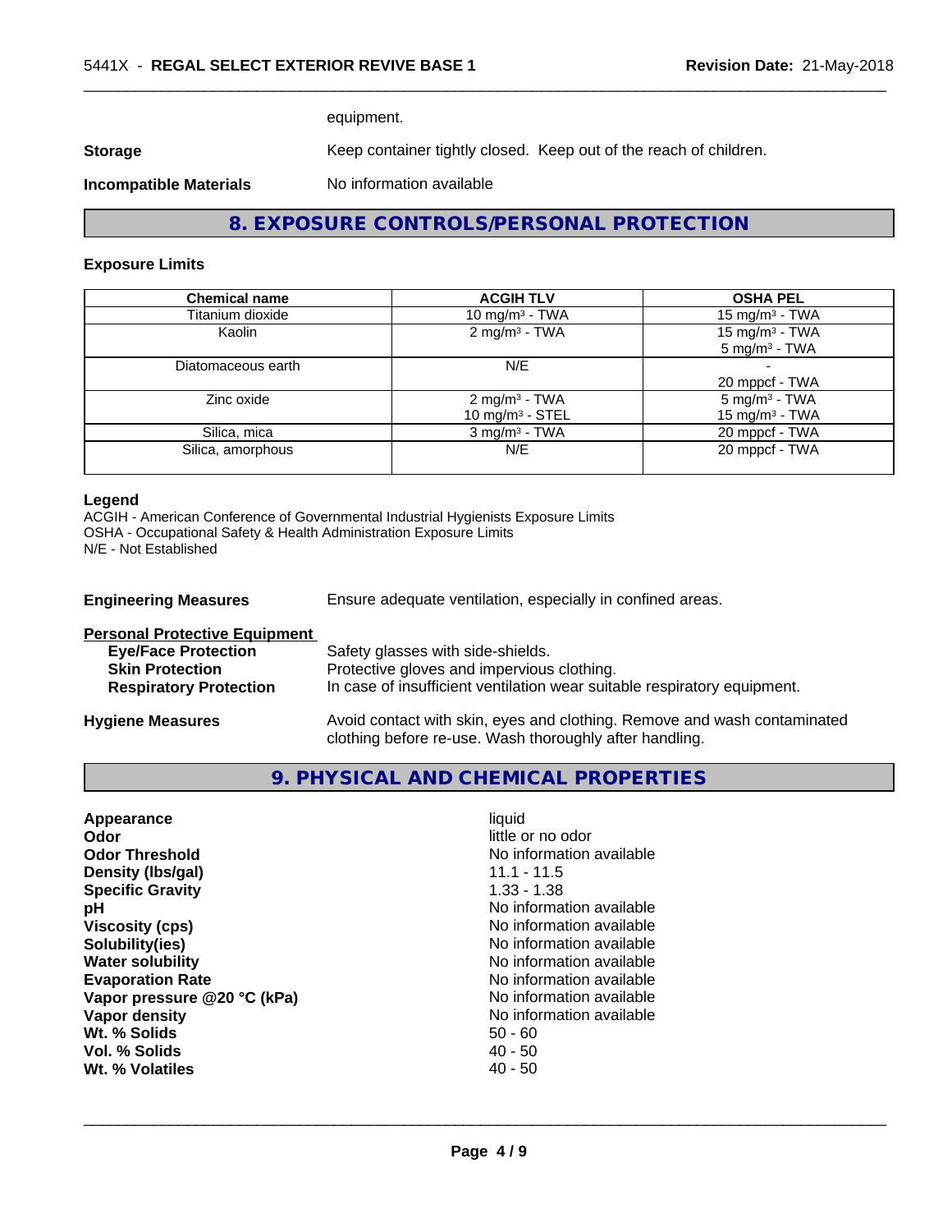equipment.

**Storage** Keep container tightly closed. Keep out of the reach of children.

**Incompatible Materials** No information available

## 8. EXPOSURE CONTROLS/PERSONAL PROTECTION

### Exposure Limits

| Chemical name | ACGIH TLV | OSHA PEL |
|---|---|---|
| Titanium dioxide | 10 mg/m³ - TWA | 15 mg/m³ - TWA |
| Kaolin | 2 mg/m³ - TWA | 15 mg/m³ - TWA<br>5 mg/m³ - TWA |
| Diatomaceous earth | N/E | -<br>20 mppcf - TWA |
| Zinc oxide | 2 mg/m³ - TWA<br>10 mg/m³ - STEL | 5 mg/m³ - TWA<br>15 mg/m³ - TWA |
| Silica, mica | 3 mg/m³ - TWA | 20 mppcf - TWA |
| Silica, amorphous | N/E | 20 mppcf - TWA |

**Legend**
ACGIH - American Conference of Governmental Industrial Hygienists Exposure Limits
OSHA - Occupational Safety & Health Administration Exposure Limits
N/E - Not Established

**Engineering Measures** Ensure adequate ventilation, especially in confined areas.

**Personal Protective Equipment**

- **Eye/Face Protection** Safety glasses with side-shields.
- **Skin Protection** Protective gloves and impervious clothing.
- **Respiratory Protection** In case of insufficient ventilation wear suitable respiratory equipment.

**Hygiene Measures** Avoid contact with skin, eyes and clothing. Remove and wash contaminated clothing before re-use. Wash thoroughly after handling.

## 9. PHYSICAL AND CHEMICAL PROPERTIES

| | |
|---|---|
| **Appearance** | liquid |
| **Odor** | little or no odor |
| **Odor Threshold** | No information available |
| **Density (lbs/gal)** | 11.1 - 11.5 |
| **Specific Gravity** | 1.33 - 1.38 |
| **pH** | No information available |
| **Viscosity (cps)** | No information available |
| **Solubility(ies)** | No information available |
| **Water solubility** | No information available |
| **Evaporation Rate** | No information available |
| **Vapor pressure @20 °C (kPa)** | No information available |
| **Vapor density** | No information available |
| **Wt. % Solids** | 50 - 60 |
| **Vol. % Solids** | 40 - 50 |
| **Wt. % Volatiles** | 40 - 50 |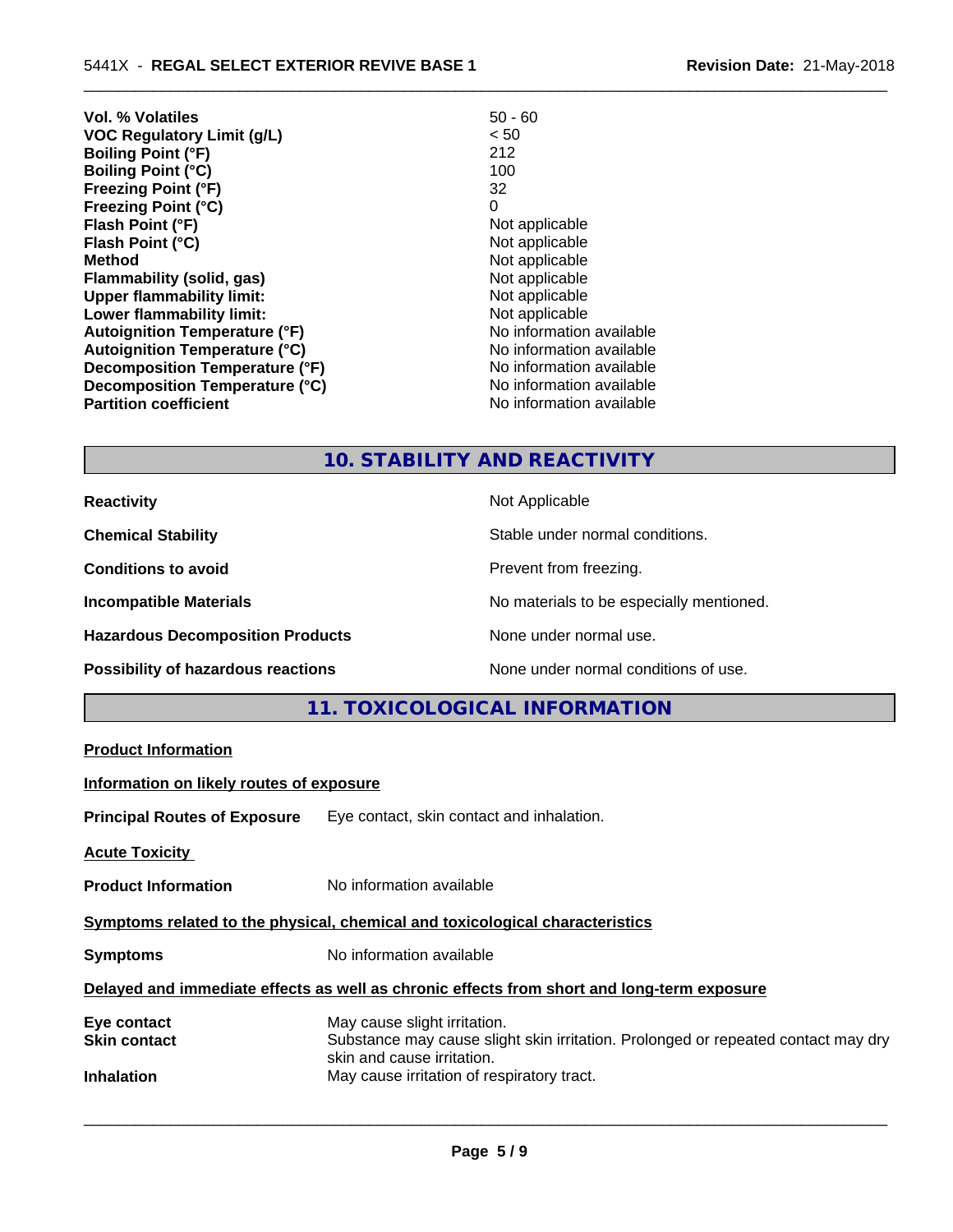| | |
|---|---|
| **Vol. % Volatiles** | 50 - 60 |
| **VOC Regulatory Limit (g/L)** | < 50 |
| **Boiling Point (°F)** | 212 |
| **Boiling Point (°C)** | 100 |
| **Freezing Point (°F)** | 32 |
| **Freezing Point (°C)** | 0 |
| **Flash Point (°F)** | Not applicable |
| **Flash Point (°C)** | Not applicable |
| **Method** | Not applicable |
| **Flammability (solid, gas)** | Not applicable |
| **Upper flammability limit:** | Not applicable |
| **Lower flammability limit:** | Not applicable |
| **Autoignition Temperature (°F)** | No information available |
| **Autoignition Temperature (°C)** | No information available |
| **Decomposition Temperature (°F)** | No information available |
| **Decomposition Temperature (°C)** | No information available |
| **Partition coefficient** | No information available |

## 10. STABILITY AND REACTIVITY

| | |
|---|---|
| **Reactivity** | Not Applicable |
| **Chemical Stability** | Stable under normal conditions. |
| **Conditions to avoid** | Prevent from freezing. |
| **Incompatible Materials** | No materials to be especially mentioned. |
| **Hazardous Decomposition Products** | None under normal use. |
| **Possibility of hazardous reactions** | None under normal conditions of use. |

## 11. TOXICOLOGICAL INFORMATION

**Product Information**

**Information on likely routes of exposure**

**Principal Routes of Exposure** Eye contact, skin contact and inhalation.

**Acute Toxicity**

**Product Information** No information available

**Symptoms related to the physical, chemical and toxicological characteristics**

**Symptoms** No information available

**Delayed and immediate effects as well as chronic effects from short and long-term exposure**

| | |
|---|---|
| **Eye contact** | May cause slight irritation. |
| **Skin contact** | Substance may cause slight skin irritation. Prolonged or repeated contact may dry skin and cause irritation. |
| **Inhalation** | May cause irritation of respiratory tract. |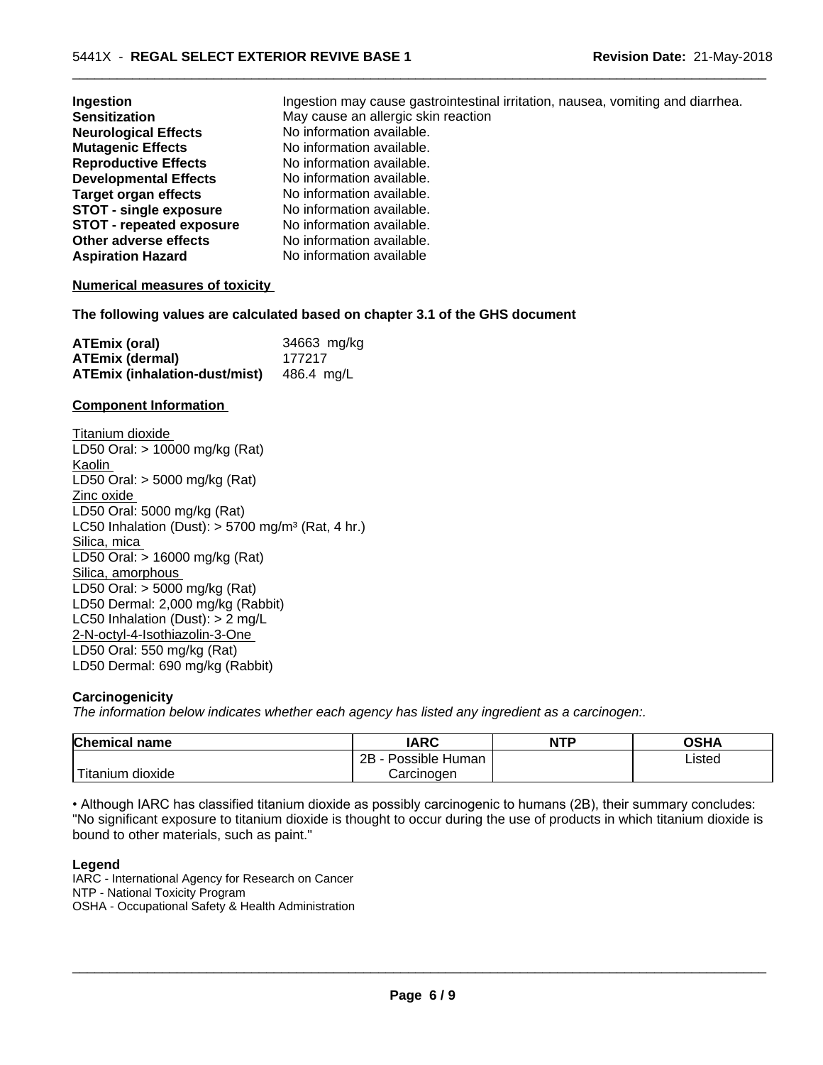| | |
|---|---|
| **Ingestion** | Ingestion may cause gastrointestinal irritation, nausea, vomiting and diarrhea. |
| **Sensitization** | May cause an allergic skin reaction |
| **Neurological Effects** | No information available. |
| **Mutagenic Effects** | No information available. |
| **Reproductive Effects** | No information available. |
| **Developmental Effects** | No information available. |
| **Target organ effects** | No information available. |
| **STOT - single exposure** | No information available. |
| **STOT - repeated exposure** | No information available. |
| **Other adverse effects** | No information available. |
| **Aspiration Hazard** | No information available |

**Numerical measures of toxicity**

**The following values are calculated based on chapter 3.1 of the GHS document**

| | |
|---|---|
| **ATEmix (oral)** | 34663 mg/kg |
| **ATEmix (dermal)** | 177217 |
| **ATEmix (inhalation-dust/mist)** | 486.4 mg/L |

**Component Information**

Titanium dioxide
LD50 Oral: > 10000 mg/kg (Rat)
Kaolin
LD50 Oral: > 5000 mg/kg (Rat)
Zinc oxide
LD50 Oral: 5000 mg/kg (Rat)
LC50 Inhalation (Dust): > 5700 mg/m³ (Rat, 4 hr.)
Silica, mica
LD50 Oral: > 16000 mg/kg (Rat)
Silica, amorphous
LD50 Oral: > 5000 mg/kg (Rat)
LD50 Dermal: 2,000 mg/kg (Rabbit)
LC50 Inhalation (Dust): > 2 mg/L
2-N-octyl-4-Isothiazolin-3-One
LD50 Oral: 550 mg/kg (Rat)
LD50 Dermal: 690 mg/kg (Rabbit)

**Carcinogenicity**

*The information below indicates whether each agency has listed any ingredient as a carcinogen:.*

| Chemical name | IARC | NTP | OSHA |
|---|---|---|---|
| Titanium dioxide | 2B - Possible Human Carcinogen | | Listed |

• Although IARC has classified titanium dioxide as possibly carcinogenic to humans (2B), their summary concludes: "No significant exposure to titanium dioxide is thought to occur during the use of products in which titanium dioxide is bound to other materials, such as paint."

**Legend**

IARC - International Agency for Research on Cancer
NTP - National Toxicity Program
OSHA - Occupational Safety & Health Administration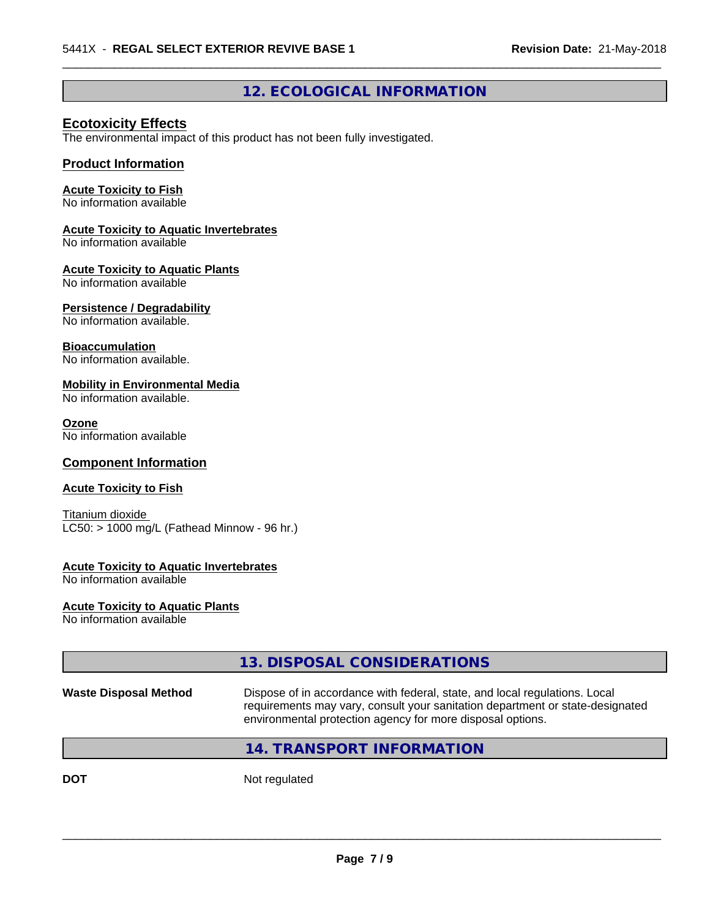## 12. ECOLOGICAL INFORMATION

### Ecotoxicity Effects

The environmental impact of this product has not been fully investigated.

### Product Information

**Acute Toxicity to Fish**
No information available

**Acute Toxicity to Aquatic Invertebrates**
No information available

**Acute Toxicity to Aquatic Plants**
No information available

**Persistence / Degradability**
No information available.

**Bioaccumulation**
No information available.

**Mobility in Environmental Media**
No information available.

**Ozone**
No information available

### Component Information

**Acute Toxicity to Fish**

Titanium dioxide
LC50: > 1000 mg/L (Fathead Minnow - 96 hr.)

**Acute Toxicity to Aquatic Invertebrates**
No information available

**Acute Toxicity to Aquatic Plants**
No information available

## 13. DISPOSAL CONSIDERATIONS

| | |
|---|---|
| **Waste Disposal Method** | Dispose of in accordance with federal, state, and local regulations. Local requirements may vary, consult your sanitation department or state-designated environmental protection agency for more disposal options. |

## 14. TRANSPORT INFORMATION

| | |
|---|---|
| **DOT** | Not regulated |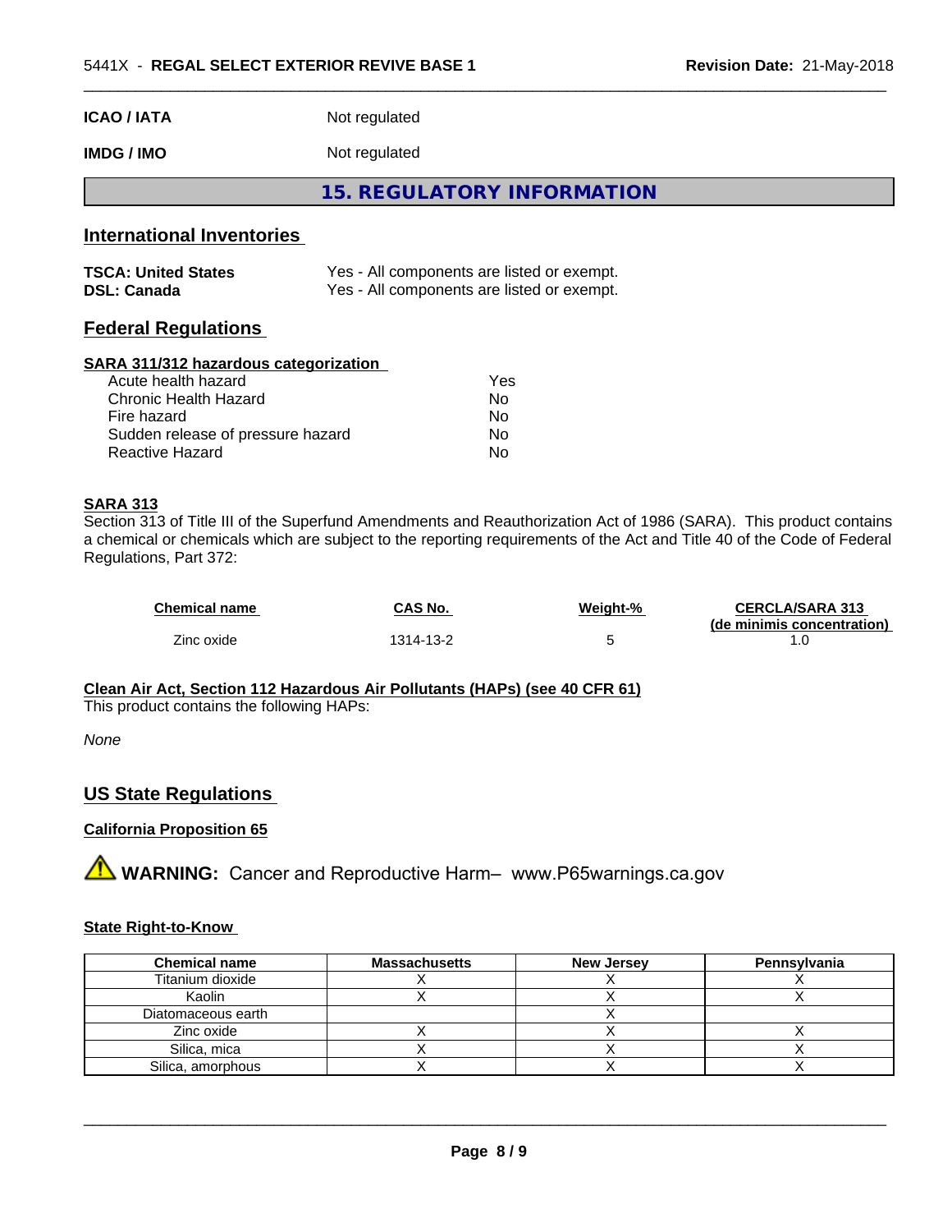| | |
|---|---|
| **ICAO / IATA** | Not regulated |
| **IMDG / IMO** | Not regulated |

# 15. REGULATORY INFORMATION

## International Inventories

| | |
|---|---|
| **TSCA: United States** | Yes - All components are listed or exempt. |
| **DSL: Canada** | Yes - All components are listed or exempt. |

## Federal Regulations

**SARA 311/312 hazardous categorization**

| | |
|---|---|
| Acute health hazard | Yes |
| Chronic Health Hazard | No |
| Fire hazard | No |
| Sudden release of pressure hazard | No |
| Reactive Hazard | No |

**SARA 313**

Section 313 of Title III of the Superfund Amendments and Reauthorization Act of 1986 (SARA). This product contains a chemical or chemicals which are subject to the reporting requirements of the Act and Title 40 of the Code of Federal Regulations, Part 372:

| Chemical name | CAS No. | Weight-% | CERCLA/SARA 313 (de minimis concentration) |
|---|---|---|---|
| Zinc oxide | 1314-13-2 | 5 | 1.0 |

**Clean Air Act, Section 112 Hazardous Air Pollutants (HAPs) (see 40 CFR 61)**

This product contains the following HAPs:

*None*

## US State Regulations

**California Proposition 65**

⚠ **WARNING:** Cancer and Reproductive Harm– www.P65warnings.ca.gov

**State Right-to-Know**

| Chemical name | Massachusetts | New Jersey | Pennsylvania |
|---|---|---|---|
| Titanium dioxide | X | X | X |
| Kaolin | X | X | X |
| Diatomaceous earth | | X | |
| Zinc oxide | X | X | X |
| Silica, mica | X | X | X |
| Silica, amorphous | X | X | X |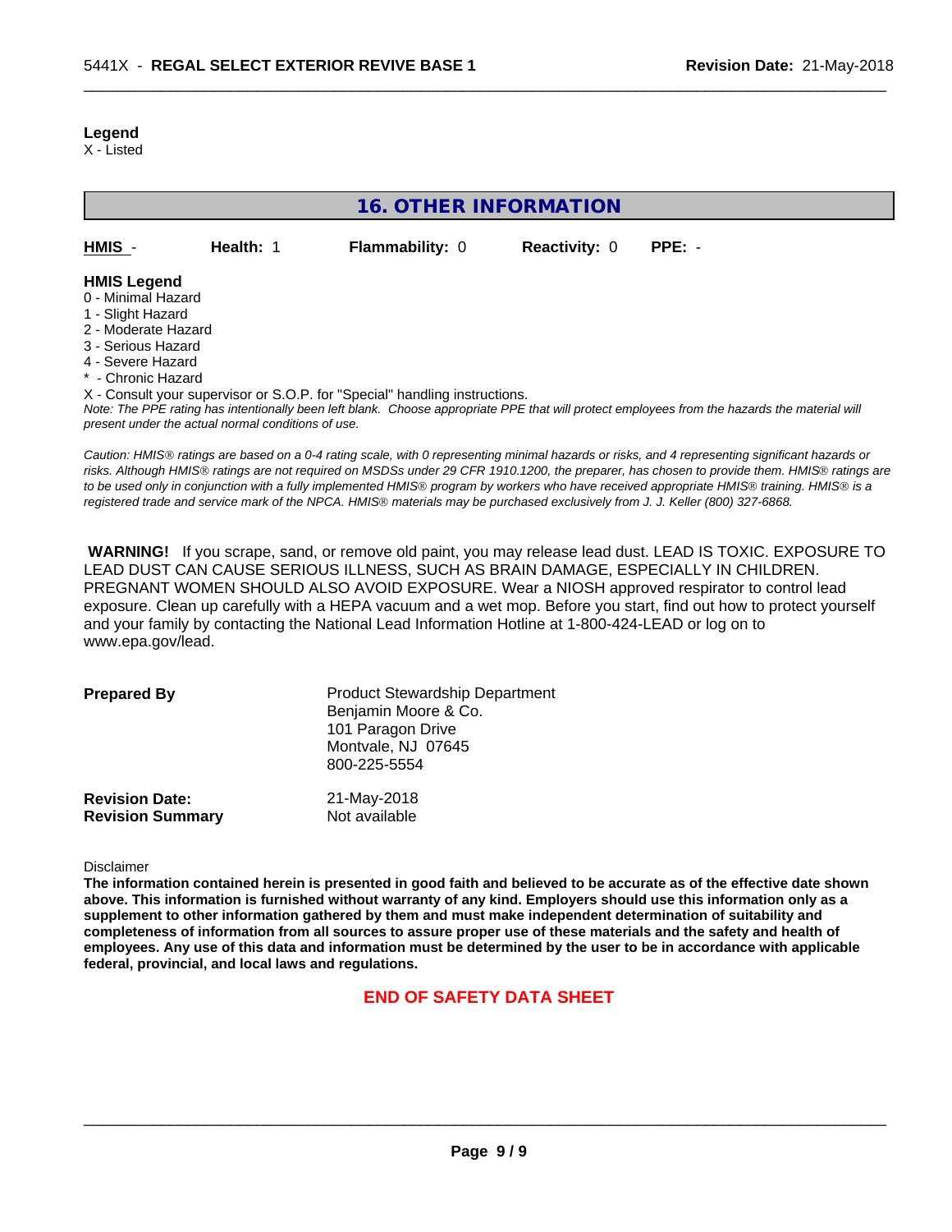**Legend**
X - Listed

## 16. OTHER INFORMATION

| HMIS - | Health: 1 | Flammability: 0 | Reactivity: 0 | PPE: - |
|---|---|---|---|---|

**HMIS Legend**
0 - Minimal Hazard
1 - Slight Hazard
2 - Moderate Hazard
3 - Serious Hazard
4 - Severe Hazard
* - Chronic Hazard
X - Consult your supervisor or S.O.P. for "Special" handling instructions.
*Note: The PPE rating has intentionally been left blank. Choose appropriate PPE that will protect employees from the hazards the material will present under the actual normal conditions of use.*

*Caution: HMIS® ratings are based on a 0-4 rating scale, with 0 representing minimal hazards or risks, and 4 representing significant hazards or risks. Although HMIS® ratings are not required on MSDSs under 29 CFR 1910.1200, the preparer, has chosen to provide them. HMIS® ratings are to be used only in conjunction with a fully implemented HMIS® program by workers who have received appropriate HMIS® training. HMIS® is a registered trade and service mark of the NPCA. HMIS® materials may be purchased exclusively from J. J. Keller (800) 327-6868.*

**WARNING!** If you scrape, sand, or remove old paint, you may release lead dust. LEAD IS TOXIC. EXPOSURE TO LEAD DUST CAN CAUSE SERIOUS ILLNESS, SUCH AS BRAIN DAMAGE, ESPECIALLY IN CHILDREN. PREGNANT WOMEN SHOULD ALSO AVOID EXPOSURE. Wear a NIOSH approved respirator to control lead exposure. Clean up carefully with a HEPA vacuum and a wet mop. Before you start, find out how to protect yourself and your family by contacting the National Lead Information Hotline at 1-800-424-LEAD or log on to www.epa.gov/lead.

**Prepared By**
Product Stewardship Department
Benjamin Moore & Co.
101 Paragon Drive
Montvale, NJ 07645
800-225-5554

**Revision Date:** 21-May-2018
**Revision Summary** Not available

Disclaimer
**The information contained herein is presented in good faith and believed to be accurate as of the effective date shown above. This information is furnished without warranty of any kind. Employers should use this information only as a supplement to other information gathered by them and must make independent determination of suitability and completeness of information from all sources to assure proper use of these materials and the safety and health of employees. Any use of this data and information must be determined by the user to be in accordance with applicable federal, provincial, and local laws and regulations.**

**END OF SAFETY DATA SHEET**